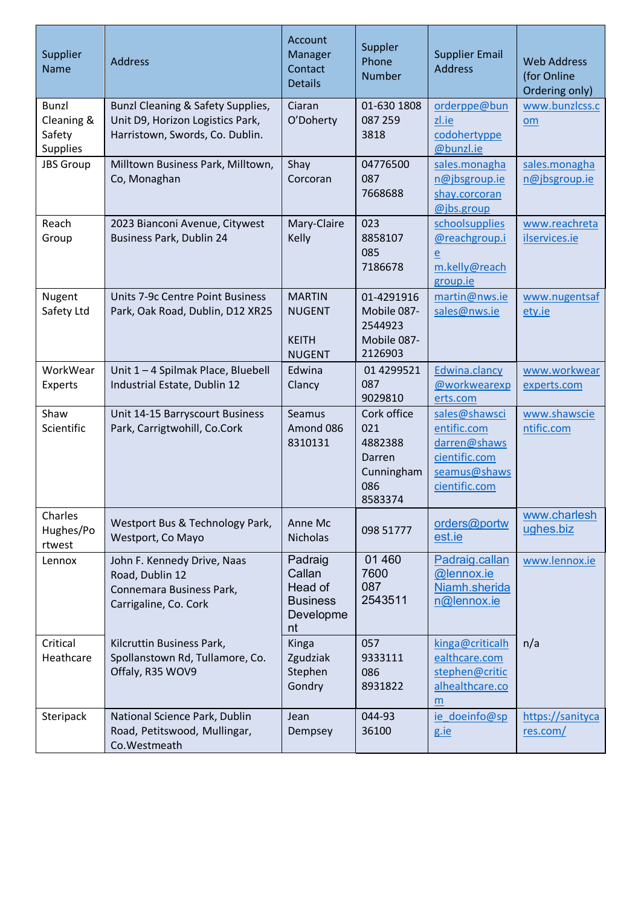| Supplier Name | Address | Account Manager Contact Details | Suppler Phone Number | Supplier Email Address | Web Address (for Online Ordering only) |
|---|---|---|---|---|---|
| Bunzl Cleaning & Safety Supplies | Bunzl Cleaning & Safety Supplies, Unit D9, Horizon Logistics Park, Harristown, Swords, Co. Dublin. | Ciaran O'Doherty | 01-630 1808 087 259 3818 | orderppe@bunzl.ie codohertyppe@bunzl.ie | www.bunzlcss.com |
| JBS Group | Milltown Business Park, Milltown, Co, Monaghan | Shay Corcoran | 04776500 087 7668688 | sales.monaghan@jbsgroup.ie shay.corcoran@jbs.group | sales.monaghan@jbsgroup.ie |
| Reach Group | 2023 Bianconi Avenue, Citywest Business Park, Dublin 24 | Mary-Claire Kelly | 023 8858107 085 7186678 | schoolsupplies@reachgroup.ie m.kelly@reachgroup.ie | www.reachretailservices.ie |
| Nugent Safety Ltd | Units 7-9c Centre Point Business Park, Oak Road, Dublin, D12 XR25 | MARTIN NUGENT<br><br>KEITH NUGENT | 01-4291916 Mobile 087-2544923 Mobile 087-2126903 | martin@nws.ie sales@nws.ie | www.nugentsafety.ie |
| WorkWear Experts | Unit 1 – 4 Spilmak Place, Bluebell Industrial Estate, Dublin 12 | Edwina Clancy | 01 4299521 087 9029810 | Edwina.clancy@workwearexperts.com | www.workwearexperts.com |
| Shaw Scientific | Unit 14-15 Barryscourt Business Park, Carrigtwohill, Co.Cork | Seamus Amond 086 8310131 | Cork office 021 4882388 Darren Cunningham 086 8583374 | sales@shawscientific.com darren@shawscientific.com seamus@shawscientific.com | www.shawscientific.com |
| Charles Hughes/Portwest | Westport Bus & Technology Park, Westport, Co Mayo | Anne Mc Nicholas | 098 51777 | orders@portwest.ie | www.charleshughes.biz |
| Lennox | John F. Kennedy Drive, Naas Road, Dublin 12<br>Connemara Business Park, Carrigaline, Co. Cork | Padraig Callan Head of Business Development | 01 460 7600 087 2543511 | Padraig.callan@lennox.ie Niamh.sheridan@lennox.ie | www.lennox.ie |
| Critical Heathcare | Kilcruttin Business Park, Spollanstown Rd, Tullamore, Co. Offaly, R35 WOV9 | Kinga Zgudziak Stephen Gondry | 057 9333111 086 8931822 | kinga@criticalhealthcare.com stephen@criticalhealthcare.com | n/a |
| Steripack | National Science Park, Dublin Road, Petitswood, Mullingar, Co.Westmeath | Jean Dempsey | 044-93 36100 | ie_doeinfo@spg.ie | https://sanitycares.com/ |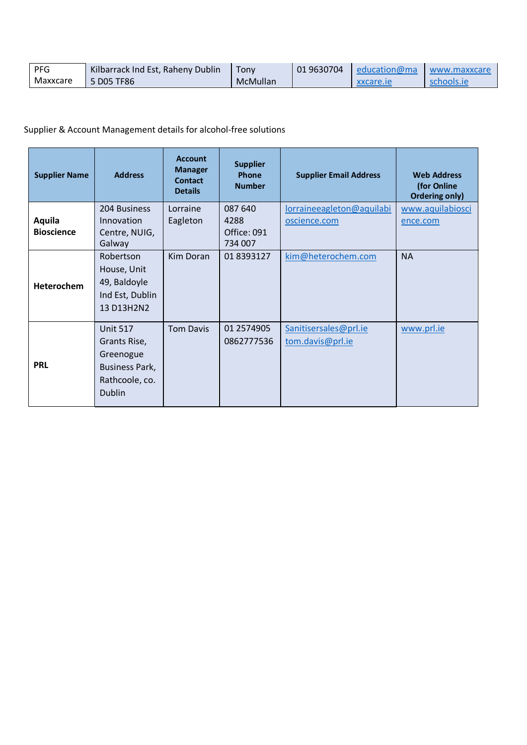| | | | | | |
|---|---|---|---|---|---|
| PFG Maxxcare | Kilbarrack Ind Est, Raheny Dublin 5 D05 TF86 | Tony McMullan | 01 9630704 | education@maxxcare.ie | www.maxxcareschools.ie |

Supplier & Account Management details for alcohol-free solutions

| Supplier Name | Address | Account Manager Contact Details | Supplier Phone Number | Supplier Email Address | Web Address (for Online Ordering only) |
|---|---|---|---|---|---|
| **Aquila Bioscience** | 204 Business Innovation Centre, NUIG, Galway | Lorraine Eagleton | 087 640 4288 Office: 091 734 007 | lorraineeagleton@aquilabioscience.com | www.aquilabioscience.com |
| **Heterochem** | Robertson House, Unit 49, Baldoyle Ind Est, Dublin 13 D13H2N2 | Kim Doran | 01 8393127 | kim@heterochem.com | NA |
| **PRL** | Unit 517 Grants Rise, Greenogue Business Park, Rathcoole, co. Dublin | Tom Davis | 01 2574905 0862777536 | Sanitisersales@prl.ie tom.davis@prl.ie | www.prl.ie |